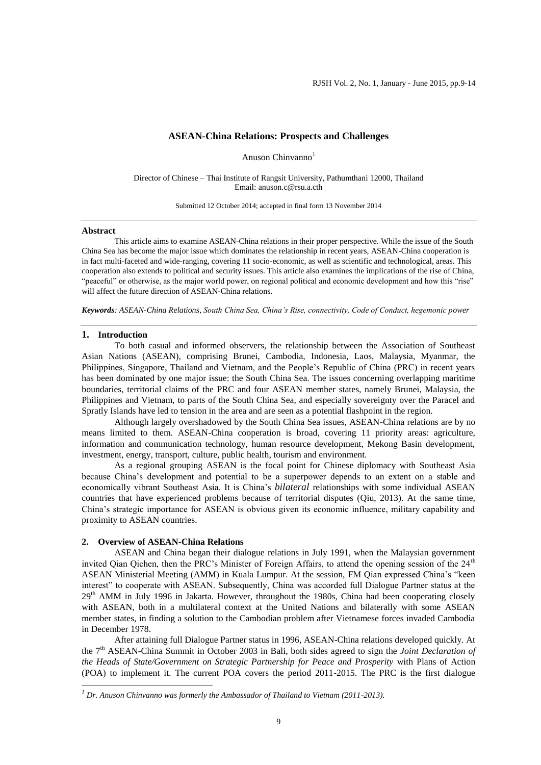# ASEAN-China Relations: Prospects and Challenges

Anuson Chinvanno[1]

Director of Chinese – Thai Institute of Rangsit University, Pathumthani 12000, Thailand
Email: anuson.c@rsu.a.cth

Submitted 12 October 2014; accepted in final form 13 November 2014

## Abstract

This article aims to examine ASEAN-China relations in their proper perspective. While the issue of the South China Sea has become the major issue which dominates the relationship in recent years, ASEAN-China cooperation is in fact multi-faceted and wide-ranging, covering 11 socio-economic, as well as scientific and technological, areas. This cooperation also extends to political and security issues. This article also examines the implications of the rise of China, "peaceful" or otherwise, as the major world power, on regional political and economic development and how this "rise" will affect the future direction of ASEAN-China relations.

***Keywords****: ASEAN-China Relations, South China Sea, China's Rise, connectivity, Code of Conduct, hegemonic power*

## 1. Introduction

To both casual and informed observers, the relationship between the Association of Southeast Asian Nations (ASEAN), comprising Brunei, Cambodia, Indonesia, Laos, Malaysia, Myanmar, the Philippines, Singapore, Thailand and Vietnam, and the People's Republic of China (PRC) in recent years has been dominated by one major issue: the South China Sea. The issues concerning overlapping maritime boundaries, territorial claims of the PRC and four ASEAN member states, namely Brunei, Malaysia, the Philippines and Vietnam, to parts of the South China Sea, and especially sovereignty over the Paracel and Spratly Islands have led to tension in the area and are seen as a potential flashpoint in the region.

Although largely overshadowed by the South China Sea issues, ASEAN-China relations are by no means limited to them. ASEAN-China cooperation is broad, covering 11 priority areas: agriculture, information and communication technology, human resource development, Mekong Basin development, investment, energy, transport, culture, public health, tourism and environment.

As a regional grouping ASEAN is the focal point for Chinese diplomacy with Southeast Asia because China's development and potential to be a superpower depends to an extent on a stable and economically vibrant Southeast Asia. It is China's *bilateral* relationships with some individual ASEAN countries that have experienced problems because of territorial disputes (Qiu, 2013). At the same time, China's strategic importance for ASEAN is obvious given its economic influence, military capability and proximity to ASEAN countries.

## 2. Overview of ASEAN-China Relations

ASEAN and China began their dialogue relations in July 1991, when the Malaysian government invited Qian Qichen, then the PRC's Minister of Foreign Affairs, to attend the opening session of the 24th ASEAN Ministerial Meeting (AMM) in Kuala Lumpur. At the session, FM Qian expressed China's "keen interest" to cooperate with ASEAN. Subsequently, China was accorded full Dialogue Partner status at the 29th AMM in July 1996 in Jakarta. However, throughout the 1980s, China had been cooperating closely with ASEAN, both in a multilateral context at the United Nations and bilaterally with some ASEAN member states, in finding a solution to the Cambodian problem after Vietnamese forces invaded Cambodia in December 1978.

After attaining full Dialogue Partner status in 1996, ASEAN-China relations developed quickly. At the 7th ASEAN-China Summit in October 2003 in Bali, both sides agreed to sign the *Joint Declaration of the Heads of State/Government on Strategic Partnership for Peace and Prosperity* with Plans of Action (POA) to implement it. The current POA covers the period 2011-2015. The PRC is the first dialogue

---

[1] *Dr. Anuson Chinvanno was formerly the Ambassador of Thailand to Vietnam (2011-2013).*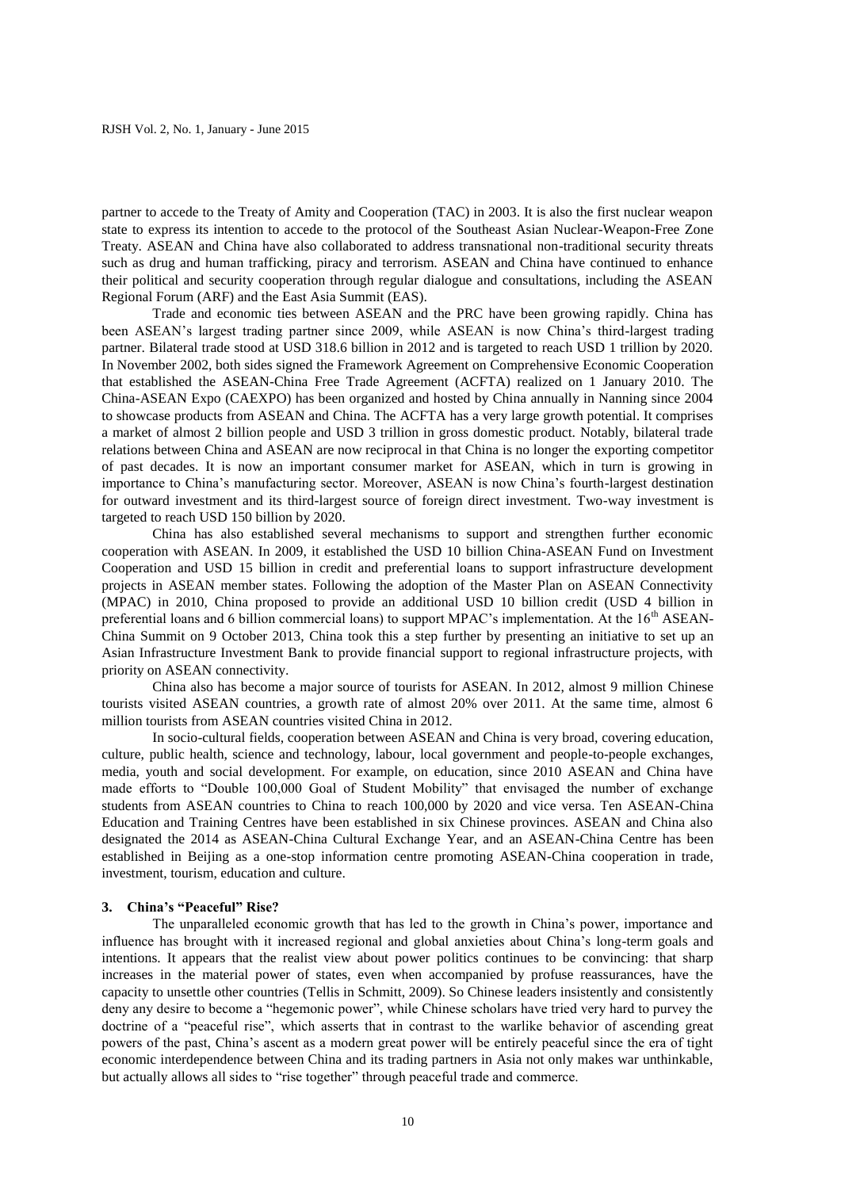partner to accede to the Treaty of Amity and Cooperation (TAC) in 2003. It is also the first nuclear weapon state to express its intention to accede to the protocol of the Southeast Asian Nuclear-Weapon-Free Zone Treaty. ASEAN and China have also collaborated to address transnational non-traditional security threats such as drug and human trafficking, piracy and terrorism. ASEAN and China have continued to enhance their political and security cooperation through regular dialogue and consultations, including the ASEAN Regional Forum (ARF) and the East Asia Summit (EAS).

Trade and economic ties between ASEAN and the PRC have been growing rapidly. China has been ASEAN's largest trading partner since 2009, while ASEAN is now China's third-largest trading partner. Bilateral trade stood at USD 318.6 billion in 2012 and is targeted to reach USD 1 trillion by 2020. In November 2002, both sides signed the Framework Agreement on Comprehensive Economic Cooperation that established the ASEAN-China Free Trade Agreement (ACFTA) realized on 1 January 2010. The China-ASEAN Expo (CAEXPO) has been organized and hosted by China annually in Nanning since 2004 to showcase products from ASEAN and China. The ACFTA has a very large growth potential. It comprises a market of almost 2 billion people and USD 3 trillion in gross domestic product. Notably, bilateral trade relations between China and ASEAN are now reciprocal in that China is no longer the exporting competitor of past decades. It is now an important consumer market for ASEAN, which in turn is growing in importance to China's manufacturing sector. Moreover, ASEAN is now China's fourth-largest destination for outward investment and its third-largest source of foreign direct investment. Two-way investment is targeted to reach USD 150 billion by 2020.

China has also established several mechanisms to support and strengthen further economic cooperation with ASEAN. In 2009, it established the USD 10 billion China-ASEAN Fund on Investment Cooperation and USD 15 billion in credit and preferential loans to support infrastructure development projects in ASEAN member states. Following the adoption of the Master Plan on ASEAN Connectivity (MPAC) in 2010, China proposed to provide an additional USD 10 billion credit (USD 4 billion in preferential loans and 6 billion commercial loans) to support MPAC's implementation. At the 16th ASEAN-China Summit on 9 October 2013, China took this a step further by presenting an initiative to set up an Asian Infrastructure Investment Bank to provide financial support to regional infrastructure projects, with priority on ASEAN connectivity.

China also has become a major source of tourists for ASEAN. In 2012, almost 9 million Chinese tourists visited ASEAN countries, a growth rate of almost 20% over 2011. At the same time, almost 6 million tourists from ASEAN countries visited China in 2012.

In socio-cultural fields, cooperation between ASEAN and China is very broad, covering education, culture, public health, science and technology, labour, local government and people-to-people exchanges, media, youth and social development. For example, on education, since 2010 ASEAN and China have made efforts to "Double 100,000 Goal of Student Mobility" that envisaged the number of exchange students from ASEAN countries to China to reach 100,000 by 2020 and vice versa. Ten ASEAN-China Education and Training Centres have been established in six Chinese provinces. ASEAN and China also designated the 2014 as ASEAN-China Cultural Exchange Year, and an ASEAN-China Centre has been established in Beijing as a one-stop information centre promoting ASEAN-China cooperation in trade, investment, tourism, education and culture.

## 3. China's "Peaceful" Rise?

The unparalleled economic growth that has led to the growth in China's power, importance and influence has brought with it increased regional and global anxieties about China's long-term goals and intentions. It appears that the realist view about power politics continues to be convincing: that sharp increases in the material power of states, even when accompanied by profuse reassurances, have the capacity to unsettle other countries (Tellis in Schmitt, 2009). So Chinese leaders insistently and consistently deny any desire to become a "hegemonic power", while Chinese scholars have tried very hard to purvey the doctrine of a "peaceful rise", which asserts that in contrast to the warlike behavior of ascending great powers of the past, China's ascent as a modern great power will be entirely peaceful since the era of tight economic interdependence between China and its trading partners in Asia not only makes war unthinkable, but actually allows all sides to "rise together" through peaceful trade and commerce.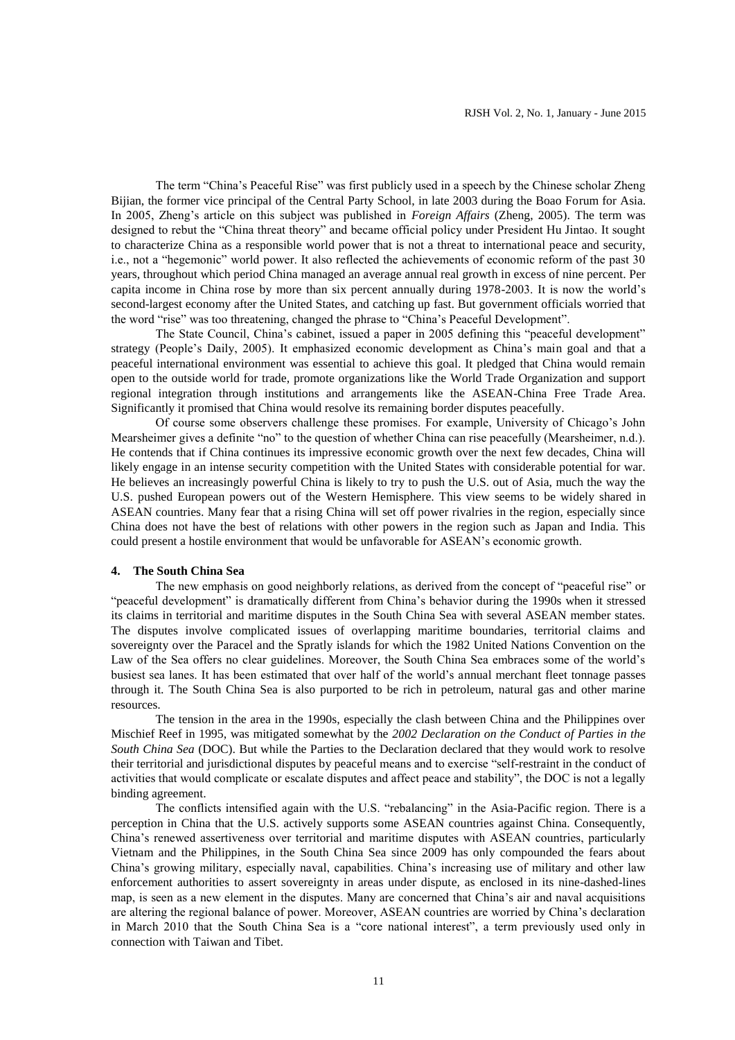The term "China's Peaceful Rise" was first publicly used in a speech by the Chinese scholar Zheng Bijian, the former vice principal of the Central Party School, in late 2003 during the Boao Forum for Asia. In 2005, Zheng's article on this subject was published in *Foreign Affairs* (Zheng, 2005). The term was designed to rebut the "China threat theory" and became official policy under President Hu Jintao. It sought to characterize China as a responsible world power that is not a threat to international peace and security, i.e., not a "hegemonic" world power. It also reflected the achievements of economic reform of the past 30 years, throughout which period China managed an average annual real growth in excess of nine percent. Per capita income in China rose by more than six percent annually during 1978-2003. It is now the world's second-largest economy after the United States, and catching up fast. But government officials worried that the word "rise" was too threatening, changed the phrase to "China's Peaceful Development".

The State Council, China's cabinet, issued a paper in 2005 defining this "peaceful development" strategy (People's Daily, 2005). It emphasized economic development as China's main goal and that a peaceful international environment was essential to achieve this goal. It pledged that China would remain open to the outside world for trade, promote organizations like the World Trade Organization and support regional integration through institutions and arrangements like the ASEAN-China Free Trade Area. Significantly it promised that China would resolve its remaining border disputes peacefully.

Of course some observers challenge these promises. For example, University of Chicago's John Mearsheimer gives a definite "no" to the question of whether China can rise peacefully (Mearsheimer, n.d.). He contends that if China continues its impressive economic growth over the next few decades, China will likely engage in an intense security competition with the United States with considerable potential for war. He believes an increasingly powerful China is likely to try to push the U.S. out of Asia, much the way the U.S. pushed European powers out of the Western Hemisphere. This view seems to be widely shared in ASEAN countries. Many fear that a rising China will set off power rivalries in the region, especially since China does not have the best of relations with other powers in the region such as Japan and India. This could present a hostile environment that would be unfavorable for ASEAN's economic growth.

## 4. The South China Sea

The new emphasis on good neighborly relations, as derived from the concept of "peaceful rise" or "peaceful development" is dramatically different from China's behavior during the 1990s when it stressed its claims in territorial and maritime disputes in the South China Sea with several ASEAN member states. The disputes involve complicated issues of overlapping maritime boundaries, territorial claims and sovereignty over the Paracel and the Spratly islands for which the 1982 United Nations Convention on the Law of the Sea offers no clear guidelines. Moreover, the South China Sea embraces some of the world's busiest sea lanes. It has been estimated that over half of the world's annual merchant fleet tonnage passes through it. The South China Sea is also purported to be rich in petroleum, natural gas and other marine resources.

The tension in the area in the 1990s, especially the clash between China and the Philippines over Mischief Reef in 1995, was mitigated somewhat by the *2002 Declaration on the Conduct of Parties in the South China Sea* (DOC). But while the Parties to the Declaration declared that they would work to resolve their territorial and jurisdictional disputes by peaceful means and to exercise "self-restraint in the conduct of activities that would complicate or escalate disputes and affect peace and stability", the DOC is not a legally binding agreement.

The conflicts intensified again with the U.S. "rebalancing" in the Asia-Pacific region. There is a perception in China that the U.S. actively supports some ASEAN countries against China. Consequently, China's renewed assertiveness over territorial and maritime disputes with ASEAN countries, particularly Vietnam and the Philippines, in the South China Sea since 2009 has only compounded the fears about China's growing military, especially naval, capabilities. China's increasing use of military and other law enforcement authorities to assert sovereignty in areas under dispute, as enclosed in its nine-dashed-lines map, is seen as a new element in the disputes. Many are concerned that China's air and naval acquisitions are altering the regional balance of power. Moreover, ASEAN countries are worried by China's declaration in March 2010 that the South China Sea is a "core national interest", a term previously used only in connection with Taiwan and Tibet.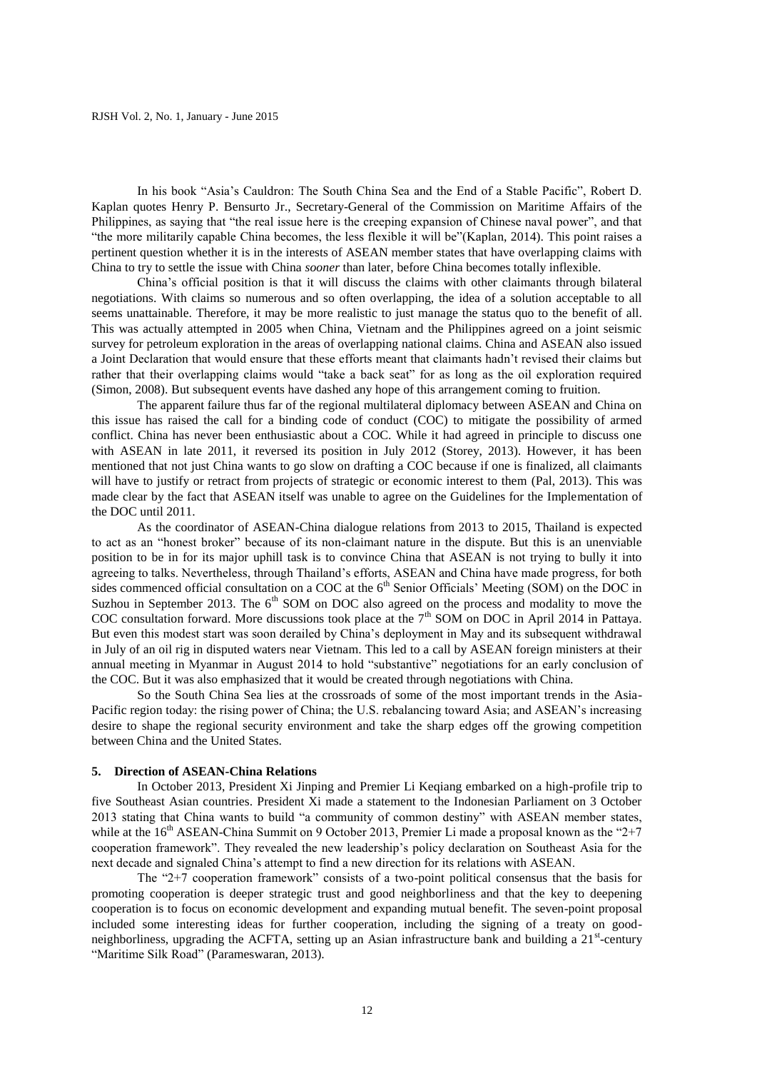In his book "Asia's Cauldron: The South China Sea and the End of a Stable Pacific", Robert D. Kaplan quotes Henry P. Bensurto Jr., Secretary-General of the Commission on Maritime Affairs of the Philippines, as saying that "the real issue here is the creeping expansion of Chinese naval power", and that "the more militarily capable China becomes, the less flexible it will be"(Kaplan, 2014). This point raises a pertinent question whether it is in the interests of ASEAN member states that have overlapping claims with China to try to settle the issue with China *sooner* than later, before China becomes totally inflexible.

China's official position is that it will discuss the claims with other claimants through bilateral negotiations. With claims so numerous and so often overlapping, the idea of a solution acceptable to all seems unattainable. Therefore, it may be more realistic to just manage the status quo to the benefit of all. This was actually attempted in 2005 when China, Vietnam and the Philippines agreed on a joint seismic survey for petroleum exploration in the areas of overlapping national claims. China and ASEAN also issued a Joint Declaration that would ensure that these efforts meant that claimants hadn't revised their claims but rather that their overlapping claims would "take a back seat" for as long as the oil exploration required (Simon, 2008). But subsequent events have dashed any hope of this arrangement coming to fruition.

The apparent failure thus far of the regional multilateral diplomacy between ASEAN and China on this issue has raised the call for a binding code of conduct (COC) to mitigate the possibility of armed conflict. China has never been enthusiastic about a COC. While it had agreed in principle to discuss one with ASEAN in late 2011, it reversed its position in July 2012 (Storey, 2013). However, it has been mentioned that not just China wants to go slow on drafting a COC because if one is finalized, all claimants will have to justify or retract from projects of strategic or economic interest to them (Pal, 2013). This was made clear by the fact that ASEAN itself was unable to agree on the Guidelines for the Implementation of the DOC until 2011.

As the coordinator of ASEAN-China dialogue relations from 2013 to 2015, Thailand is expected to act as an "honest broker" because of its non-claimant nature in the dispute. But this is an unenviable position to be in for its major uphill task is to convince China that ASEAN is not trying to bully it into agreeing to talks. Nevertheless, through Thailand's efforts, ASEAN and China have made progress, for both sides commenced official consultation on a COC at the 6th Senior Officials' Meeting (SOM) on the DOC in Suzhou in September 2013. The 6th SOM on DOC also agreed on the process and modality to move the COC consultation forward. More discussions took place at the 7th SOM on DOC in April 2014 in Pattaya. But even this modest start was soon derailed by China's deployment in May and its subsequent withdrawal in July of an oil rig in disputed waters near Vietnam. This led to a call by ASEAN foreign ministers at their annual meeting in Myanmar in August 2014 to hold "substantive" negotiations for an early conclusion of the COC. But it was also emphasized that it would be created through negotiations with China.

So the South China Sea lies at the crossroads of some of the most important trends in the Asia-Pacific region today: the rising power of China; the U.S. rebalancing toward Asia; and ASEAN's increasing desire to shape the regional security environment and take the sharp edges off the growing competition between China and the United States.

## 5. Direction of ASEAN-China Relations

In October 2013, President Xi Jinping and Premier Li Keqiang embarked on a high-profile trip to five Southeast Asian countries. President Xi made a statement to the Indonesian Parliament on 3 October 2013 stating that China wants to build "a community of common destiny" with ASEAN member states, while at the 16th ASEAN-China Summit on 9 October 2013, Premier Li made a proposal known as the "2+7 cooperation framework". They revealed the new leadership's policy declaration on Southeast Asia for the next decade and signaled China's attempt to find a new direction for its relations with ASEAN.

The "2+7 cooperation framework" consists of a two-point political consensus that the basis for promoting cooperation is deeper strategic trust and good neighborliness and that the key to deepening cooperation is to focus on economic development and expanding mutual benefit. The seven-point proposal included some interesting ideas for further cooperation, including the signing of a treaty on good-neighborliness, upgrading the ACFTA, setting up an Asian infrastructure bank and building a 21st-century "Maritime Silk Road" (Parameswaran, 2013).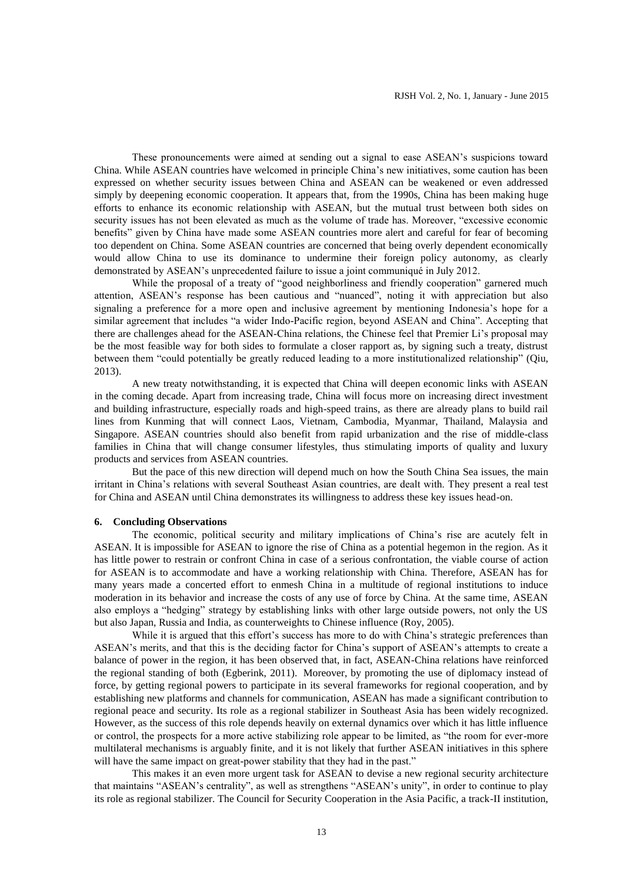These pronouncements were aimed at sending out a signal to ease ASEAN's suspicions toward China. While ASEAN countries have welcomed in principle China's new initiatives, some caution has been expressed on whether security issues between China and ASEAN can be weakened or even addressed simply by deepening economic cooperation. It appears that, from the 1990s, China has been making huge efforts to enhance its economic relationship with ASEAN, but the mutual trust between both sides on security issues has not been elevated as much as the volume of trade has. Moreover, "excessive economic benefits" given by China have made some ASEAN countries more alert and careful for fear of becoming too dependent on China. Some ASEAN countries are concerned that being overly dependent economically would allow China to use its dominance to undermine their foreign policy autonomy, as clearly demonstrated by ASEAN's unprecedented failure to issue a joint communiqué in July 2012.

While the proposal of a treaty of "good neighborliness and friendly cooperation" garnered much attention, ASEAN's response has been cautious and "nuanced", noting it with appreciation but also signaling a preference for a more open and inclusive agreement by mentioning Indonesia's hope for a similar agreement that includes "a wider Indo-Pacific region, beyond ASEAN and China". Accepting that there are challenges ahead for the ASEAN-China relations, the Chinese feel that Premier Li's proposal may be the most feasible way for both sides to formulate a closer rapport as, by signing such a treaty, distrust between them "could potentially be greatly reduced leading to a more institutionalized relationship" (Qiu, 2013).

A new treaty notwithstanding, it is expected that China will deepen economic links with ASEAN in the coming decade. Apart from increasing trade, China will focus more on increasing direct investment and building infrastructure, especially roads and high-speed trains, as there are already plans to build rail lines from Kunming that will connect Laos, Vietnam, Cambodia, Myanmar, Thailand, Malaysia and Singapore. ASEAN countries should also benefit from rapid urbanization and the rise of middle-class families in China that will change consumer lifestyles, thus stimulating imports of quality and luxury products and services from ASEAN countries.

But the pace of this new direction will depend much on how the South China Sea issues, the main irritant in China's relations with several Southeast Asian countries, are dealt with. They present a real test for China and ASEAN until China demonstrates its willingness to address these key issues head-on.

## 6. Concluding Observations

The economic, political security and military implications of China's rise are acutely felt in ASEAN. It is impossible for ASEAN to ignore the rise of China as a potential hegemon in the region. As it has little power to restrain or confront China in case of a serious confrontation, the viable course of action for ASEAN is to accommodate and have a working relationship with China. Therefore, ASEAN has for many years made a concerted effort to enmesh China in a multitude of regional institutions to induce moderation in its behavior and increase the costs of any use of force by China. At the same time, ASEAN also employs a "hedging" strategy by establishing links with other large outside powers, not only the US but also Japan, Russia and India, as counterweights to Chinese influence (Roy, 2005).

While it is argued that this effort's success has more to do with China's strategic preferences than ASEAN's merits, and that this is the deciding factor for China's support of ASEAN's attempts to create a balance of power in the region, it has been observed that, in fact, ASEAN-China relations have reinforced the regional standing of both (Egberink, 2011). Moreover, by promoting the use of diplomacy instead of force, by getting regional powers to participate in its several frameworks for regional cooperation, and by establishing new platforms and channels for communication, ASEAN has made a significant contribution to regional peace and security. Its role as a regional stabilizer in Southeast Asia has been widely recognized. However, as the success of this role depends heavily on external dynamics over which it has little influence or control, the prospects for a more active stabilizing role appear to be limited, as "the room for ever-more multilateral mechanisms is arguably finite, and it is not likely that further ASEAN initiatives in this sphere will have the same impact on great-power stability that they had in the past."

This makes it an even more urgent task for ASEAN to devise a new regional security architecture that maintains "ASEAN's centrality", as well as strengthens "ASEAN's unity", in order to continue to play its role as regional stabilizer. The Council for Security Cooperation in the Asia Pacific, a track-II institution,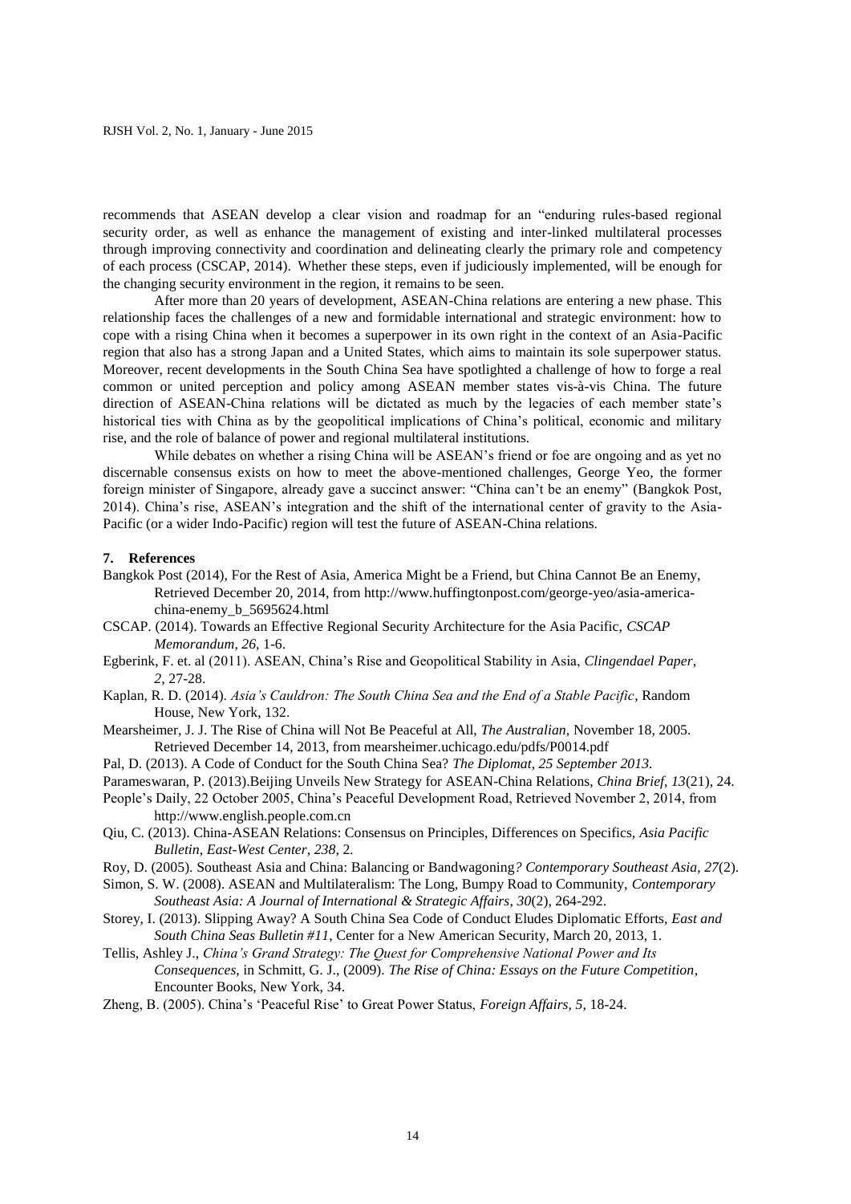recommends that ASEAN develop a clear vision and roadmap for an "enduring rules-based regional security order, as well as enhance the management of existing and inter-linked multilateral processes through improving connectivity and coordination and delineating clearly the primary role and competency of each process (CSCAP, 2014). Whether these steps, even if judiciously implemented, will be enough for the changing security environment in the region, it remains to be seen.

After more than 20 years of development, ASEAN-China relations are entering a new phase. This relationship faces the challenges of a new and formidable international and strategic environment: how to cope with a rising China when it becomes a superpower in its own right in the context of an Asia-Pacific region that also has a strong Japan and a United States, which aims to maintain its sole superpower status. Moreover, recent developments in the South China Sea have spotlighted a challenge of how to forge a real common or united perception and policy among ASEAN member states vis-à-vis China. The future direction of ASEAN-China relations will be dictated as much by the legacies of each member state's historical ties with China as by the geopolitical implications of China's political, economic and military rise, and the role of balance of power and regional multilateral institutions.

While debates on whether a rising China will be ASEAN's friend or foe are ongoing and as yet no discernable consensus exists on how to meet the above-mentioned challenges, George Yeo, the former foreign minister of Singapore, already gave a succinct answer: "China can't be an enemy" (Bangkok Post, 2014). China's rise, ASEAN's integration and the shift of the international center of gravity to the Asia-Pacific (or a wider Indo-Pacific) region will test the future of ASEAN-China relations.

## 7. References

Bangkok Post (2014), For the Rest of Asia, America Might be a Friend, but China Cannot Be an Enemy, Retrieved December 20, 2014, from http://www.huffingtonpost.com/george-yeo/asia-america-china-enemy_b_5695624.html

CSCAP. (2014). Towards an Effective Regional Security Architecture for the Asia Pacific, *CSCAP Memorandum, 26*, 1-6.

Egberink, F. et. al (2011). ASEAN, China's Rise and Geopolitical Stability in Asia, *Clingendael Paper, 2*, 27-28.

Kaplan, R. D. (2014). *Asia's Cauldron: The South China Sea and the End of a Stable Pacific*, Random House, New York, 132.

Mearsheimer, J. J. The Rise of China will Not Be Peaceful at All, *The Australian,* November 18, 2005. Retrieved December 14, 2013, from mearsheimer.uchicago.edu/pdfs/P0014.pdf

Pal, D. (2013). A Code of Conduct for the South China Sea? *The Diplomat, 25 September 2013.*

Parameswaran, P. (2013).Beijing Unveils New Strategy for ASEAN-China Relations, *China Brief, 13*(21), 24.

People's Daily, 22 October 2005, China's Peaceful Development Road, Retrieved November 2, 2014, from http://www.english.people.com.cn

Qiu, C. (2013). China-ASEAN Relations: Consensus on Principles, Differences on Specifics, *Asia Pacific Bulletin, East-West Center, 238,* 2.

Roy, D. (2005). Southeast Asia and China: Balancing or Bandwagoning*? Contemporary Southeast Asia, 27*(2).

Simon, S. W. (2008). ASEAN and Multilateralism: The Long, Bumpy Road to Community, *Contemporary Southeast Asia: A Journal of International & Strategic Affairs, 30*(2), 264-292.

Storey, I. (2013). Slipping Away? A South China Sea Code of Conduct Eludes Diplomatic Efforts, *East and South China Seas Bulletin #11*, Center for a New American Security, March 20, 2013, 1.

Tellis, Ashley J., *China's Grand Strategy: The Quest for Comprehensive National Power and Its Consequences*, in Schmitt, G. J., (2009). *The Rise of China: Essays on the Future Competition*, Encounter Books, New York, 34.

Zheng, B. (2005). China's 'Peaceful Rise' to Great Power Status, *Foreign Affairs, 5*, 18-24.